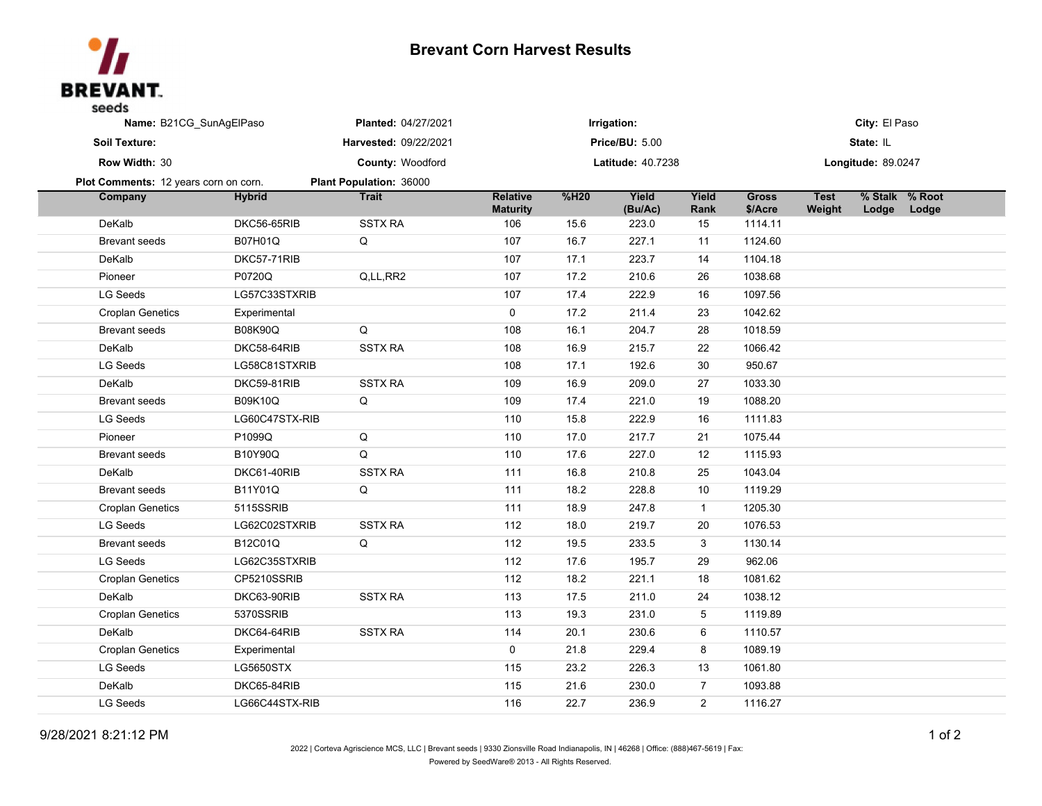# Brevant Corn Harvest Results

BREVANT seeds

**Name:** B21CG_SunAgElPaso | **Planted:** 04/27/2021 | **Irrigation:** | **City:** El Paso

**Soil Texture:** | **Harvested:** 09/22/2021 | **Price/BU:** 5.00 | **State:** IL

**Row Width:** 30 | **County:** Woodford | **Latitude:** 40.7238 | **Longitude:** 89.0247

**Plot Comments:** 12 years corn on corn. | **Plant Population:** 36000

| Company | Hybrid | Trait | Relative Maturity | %H20 | Yield (Bu/Ac) | Yield Rank | Gross $/Acre | Test Weight | % Stalk Lodge | % Root Lodge |
|---|---|---|---|---|---|---|---|---|---|---|
| DeKalb | DKC56-65RIB | SSTX RA | 106 | 15.6 | 223.0 | 15 | 1114.11 | | | |
| Brevant seeds | B07H01Q | Q | 107 | 16.7 | 227.1 | 11 | 1124.60 | | | |
| DeKalb | DKC57-71RIB | | 107 | 17.1 | 223.7 | 14 | 1104.18 | | | |
| Pioneer | P0720Q | Q,LL,RR2 | 107 | 17.2 | 210.6 | 26 | 1038.68 | | | |
| LG Seeds | LG57C33STXRIB | | 107 | 17.4 | 222.9 | 16 | 1097.56 | | | |
| Croplan Genetics | Experimental | | 0 | 17.2 | 211.4 | 23 | 1042.62 | | | |
| Brevant seeds | B08K90Q | Q | 108 | 16.1 | 204.7 | 28 | 1018.59 | | | |
| DeKalb | DKC58-64RIB | SSTX RA | 108 | 16.9 | 215.7 | 22 | 1066.42 | | | |
| LG Seeds | LG58C81STXRIB | | 108 | 17.1 | 192.6 | 30 | 950.67 | | | |
| DeKalb | DKC59-81RIB | SSTX RA | 109 | 16.9 | 209.0 | 27 | 1033.30 | | | |
| Brevant seeds | B09K10Q | Q | 109 | 17.4 | 221.0 | 19 | 1088.20 | | | |
| LG Seeds | LG60C47STX-RIB | | 110 | 15.8 | 222.9 | 16 | 1111.83 | | | |
| Pioneer | P1099Q | Q | 110 | 17.0 | 217.7 | 21 | 1075.44 | | | |
| Brevant seeds | B10Y90Q | Q | 110 | 17.6 | 227.0 | 12 | 1115.93 | | | |
| DeKalb | DKC61-40RIB | SSTX RA | 111 | 16.8 | 210.8 | 25 | 1043.04 | | | |
| Brevant seeds | B11Y01Q | Q | 111 | 18.2 | 228.8 | 10 | 1119.29 | | | |
| Croplan Genetics | 5115SSRIB | | 111 | 18.9 | 247.8 | 1 | 1205.30 | | | |
| LG Seeds | LG62C02STXRIB | SSTX RA | 112 | 18.0 | 219.7 | 20 | 1076.53 | | | |
| Brevant seeds | B12C01Q | Q | 112 | 19.5 | 233.5 | 3 | 1130.14 | | | |
| LG Seeds | LG62C35STXRIB | | 112 | 17.6 | 195.7 | 29 | 962.06 | | | |
| Croplan Genetics | CP5210SSRIB | | 112 | 18.2 | 221.1 | 18 | 1081.62 | | | |
| DeKalb | DKC63-90RIB | SSTX RA | 113 | 17.5 | 211.0 | 24 | 1038.12 | | | |
| Croplan Genetics | 5370SSRIB | | 113 | 19.3 | 231.0 | 5 | 1119.89 | | | |
| DeKalb | DKC64-64RIB | SSTX RA | 114 | 20.1 | 230.6 | 6 | 1110.57 | | | |
| Croplan Genetics | Experimental | | 0 | 21.8 | 229.4 | 8 | 1089.19 | | | |
| LG Seeds | LG5650STX | | 115 | 23.2 | 226.3 | 13 | 1061.80 | | | |
| DeKalb | DKC65-84RIB | | 115 | 21.6 | 230.0 | 7 | 1093.88 | | | |
| LG Seeds | LG66C44STX-RIB | | 116 | 22.7 | 236.9 | 2 | 1116.27 | | | |

9/28/2021 8:21:12 PM

2022 | Corteva Agriscience MCS, LLC | Brevant seeds | 9330 Zionsville Road Indianapolis, IN | 46268 | Office: (888)467-5619 | Fax:

Powered by SeedWare® 2013 - All Rights Reserved.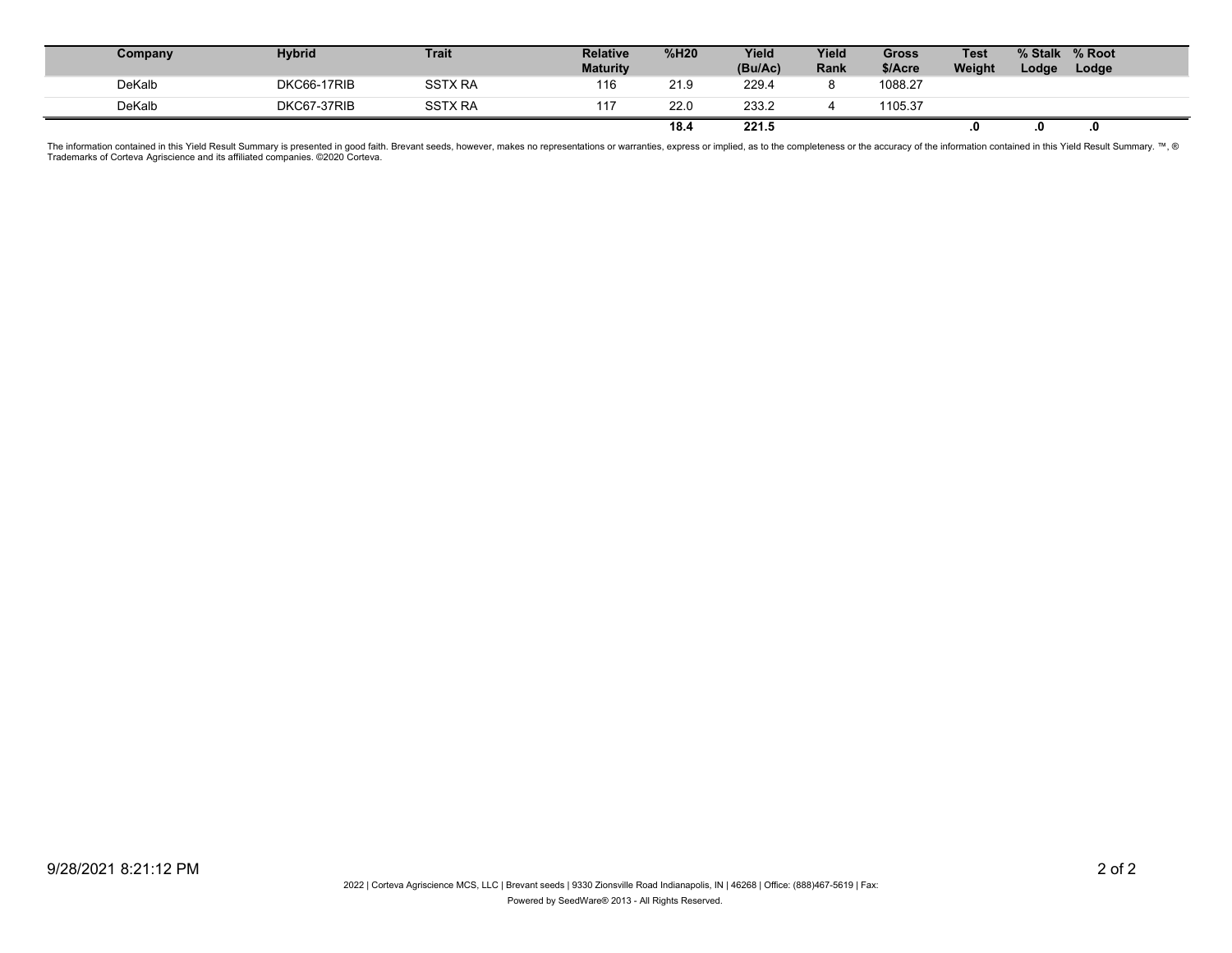| Company | Hybrid | Trait | Relative Maturity | %H20 | Yield (Bu/Ac) | Yield Rank | Gross $/Acre | Test Weight | % Stalk Lodge | % Root Lodge |
|---|---|---|---|---|---|---|---|---|---|---|
| DeKalb | DKC66-17RIB | SSTX RA | 116 | 21.9 | 229.4 | 8 | 1088.27 | | | |
| DeKalb | DKC67-37RIB | SSTX RA | 117 | 22.0 | 233.2 | 4 | 1105.37 | | | |
| | | | | **18.4** | **221.5** | | | **.0** | **.0** | **.0** |

The information contained in this Yield Result Summary is presented in good faith. Brevant seeds, however, makes no representations or warranties, express or implied, as to the completeness or the accuracy of the information contained in this Yield Result Summary. ™, ® Trademarks of Corteva Agriscience and its affiliated companies. ©2020 Corteva.

9/28/2021 8:21:12 PM

2022 | Corteva Agriscience MCS, LLC | Brevant seeds | 9330 Zionsville Road Indianapolis, IN | 46268 | Office: (888)467-5619 | Fax:

Powered by SeedWare® 2013 - All Rights Reserved.